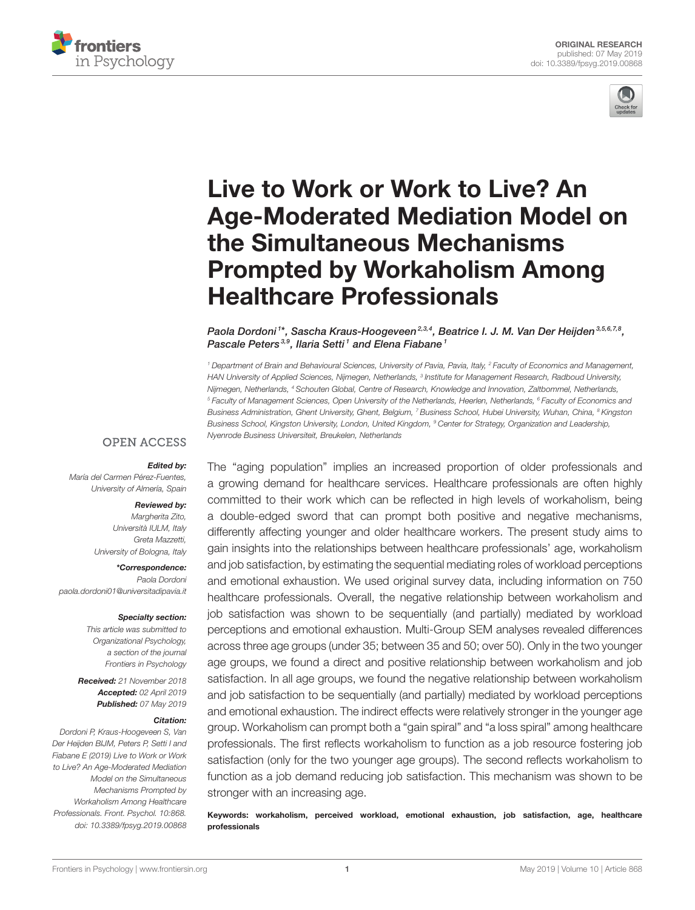ORIGINAL RESEARCH
published: 07 May 2019
doi: 10.3389/fpsyg.2019.00868

# Live to Work or Work to Live? An Age-Moderated Mediation Model on the Simultaneous Mechanisms Prompted by Workaholism Among Healthcare Professionals

*Paola Dordoni[1]\*, Sascha Kraus-Hoogeveen[2,3,4], Beatrice I. J. M. Van Der Heijden[3,5,6,7,8], Pascale Peters[3,9], Ilaria Setti[1] and Elena Fiabane[1]*

[1] Department of Brain and Behavioural Sciences, University of Pavia, Pavia, Italy, [2] Faculty of Economics and Management, HAN University of Applied Sciences, Nijmegen, Netherlands, [3] Institute for Management Research, Radboud University, Nijmegen, Netherlands, [4] Schouten Global, Centre of Research, Knowledge and Innovation, Zaltbommel, Netherlands, [5] Faculty of Management Sciences, Open University of the Netherlands, Heerlen, Netherlands, [6] Faculty of Economics and Business Administration, Ghent University, Ghent, Belgium, [7] Business School, Hubei University, Wuhan, China, [8] Kingston Business School, Kingston University, London, United Kingdom, [9] Center for Strategy, Organization and Leadership, Nyenrode Business Universiteit, Breukelen, Netherlands

OPEN ACCESS

**Edited by:**
*María del Carmen Pérez-Fuentes, University of Almería, Spain*

**Reviewed by:**
*Margherita Zito, Università IULM, Italy*
*Greta Mazzetti, University of Bologna, Italy*

**\*Correspondence:**
*Paola Dordoni*
*paola.dordoni01@universitadipavia.it*

**Specialty section:**
*This article was submitted to Organizational Psychology, a section of the journal Frontiers in Psychology*

**Received:** *21 November 2018*
**Accepted:** *02 April 2019*
**Published:** *07 May 2019*

**Citation:**
*Dordoni P, Kraus-Hoogeveen S, Van Der Heijden BIJM, Peters P, Setti I and Fiabane E (2019) Live to Work or Work to Live? An Age-Moderated Mediation Model on the Simultaneous Mechanisms Prompted by Workaholism Among Healthcare Professionals. Front. Psychol. 10:868. doi: 10.3389/fpsyg.2019.00868*

The "aging population" implies an increased proportion of older professionals and a growing demand for healthcare services. Healthcare professionals are often highly committed to their work which can be reflected in high levels of workaholism, being a double-edged sword that can prompt both positive and negative mechanisms, differently affecting younger and older healthcare workers. The present study aims to gain insights into the relationships between healthcare professionals' age, workaholism and job satisfaction, by estimating the sequential mediating roles of workload perceptions and emotional exhaustion. We used original survey data, including information on 750 healthcare professionals. Overall, the negative relationship between workaholism and job satisfaction was shown to be sequentially (and partially) mediated by workload perceptions and emotional exhaustion. Multi-Group SEM analyses revealed differences across three age groups (under 35; between 35 and 50; over 50). Only in the two younger age groups, we found a direct and positive relationship between workaholism and job satisfaction. In all age groups, we found the negative relationship between workaholism and job satisfaction to be sequentially (and partially) mediated by workload perceptions and emotional exhaustion. The indirect effects were relatively stronger in the younger age group. Workaholism can prompt both a "gain spiral" and "a loss spiral" among healthcare professionals. The first reflects workaholism to function as a job resource fostering job satisfaction (only for the two younger age groups). The second reflects workaholism to function as a job demand reducing job satisfaction. This mechanism was shown to be stronger with an increasing age.

**Keywords: workaholism, perceived workload, emotional exhaustion, job satisfaction, age, healthcare professionals**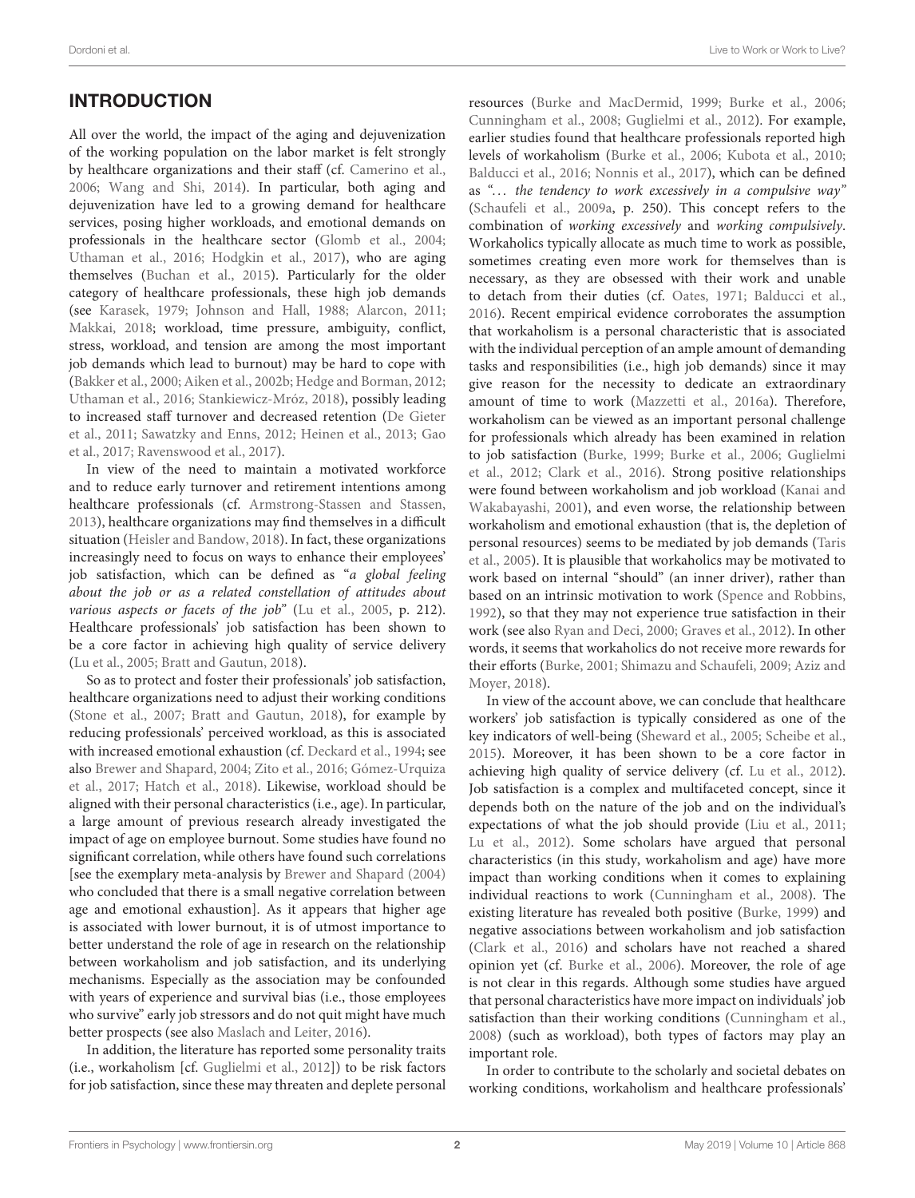## INTRODUCTION

All over the world, the impact of the aging and dejuvenization of the working population on the labor market is felt strongly by healthcare organizations and their staff (cf. Camerino et al., 2006; Wang and Shi, 2014). In particular, both aging and dejuvenization have led to a growing demand for healthcare services, posing higher workloads, and emotional demands on professionals in the healthcare sector (Glomb et al., 2004; Uthaman et al., 2016; Hodgkin et al., 2017), who are aging themselves (Buchan et al., 2015). Particularly for the older category of healthcare professionals, these high job demands (see Karasek, 1979; Johnson and Hall, 1988; Alarcon, 2011; Makkai, 2018; workload, time pressure, ambiguity, conflict, stress, workload, and tension are among the most important job demands which lead to burnout) may be hard to cope with (Bakker et al., 2000; Aiken et al., 2002b; Hedge and Borman, 2012; Uthaman et al., 2016; Stankiewicz-Mróz, 2018), possibly leading to increased staff turnover and decreased retention (De Gieter et al., 2011; Sawatzky and Enns, 2012; Heinen et al., 2013; Gao et al., 2017; Ravenswood et al., 2017).

In view of the need to maintain a motivated workforce and to reduce early turnover and retirement intentions among healthcare professionals (cf. Armstrong-Stassen and Stassen, 2013), healthcare organizations may find themselves in a difficult situation (Heisler and Bandow, 2018). In fact, these organizations increasingly need to focus on ways to enhance their employees' job satisfaction, which can be defined as "*a global feeling about the job or as a related constellation of attitudes about various aspects or facets of the job*" (Lu et al., 2005, p. 212). Healthcare professionals' job satisfaction has been shown to be a core factor in achieving high quality of service delivery (Lu et al., 2005; Bratt and Gautun, 2018).

So as to protect and foster their professionals' job satisfaction, healthcare organizations need to adjust their working conditions (Stone et al., 2007; Bratt and Gautun, 2018), for example by reducing professionals' perceived workload, as this is associated with increased emotional exhaustion (cf. Deckard et al., 1994; see also Brewer and Shapard, 2004; Zito et al., 2016; Gómez-Urquiza et al., 2017; Hatch et al., 2018). Likewise, workload should be aligned with their personal characteristics (i.e., age). In particular, a large amount of previous research already investigated the impact of age on employee burnout. Some studies have found no significant correlation, while others have found such correlations [see the exemplary meta-analysis by Brewer and Shapard (2004) who concluded that there is a small negative correlation between age and emotional exhaustion]. As it appears that higher age is associated with lower burnout, it is of utmost importance to better understand the role of age in research on the relationship between workaholism and job satisfaction, and its underlying mechanisms. Especially as the association may be confounded with years of experience and survival bias (i.e., those employees who survive" early job stressors and do not quit might have much better prospects (see also Maslach and Leiter, 2016).

In addition, the literature has reported some personality traits (i.e., workaholism [cf. Guglielmi et al., 2012]) to be risk factors for job satisfaction, since these may threaten and deplete personal resources (Burke and MacDermid, 1999; Burke et al., 2006; Cunningham et al., 2008; Guglielmi et al., 2012). For example, earlier studies found that healthcare professionals reported high levels of workaholism (Burke et al., 2006; Kubota et al., 2010; Balducci et al., 2016; Nonnis et al., 2017), which can be defined as "*... the tendency to work excessively in a compulsive way*" (Schaufeli et al., 2009a, p. 250). This concept refers to the combination of *working excessively* and *working compulsively*. Workaholics typically allocate as much time to work as possible, sometimes creating even more work for themselves than is necessary, as they are obsessed with their work and unable to detach from their duties (cf. Oates, 1971; Balducci et al., 2016). Recent empirical evidence corroborates the assumption that workaholism is a personal characteristic that is associated with the individual perception of an ample amount of demanding tasks and responsibilities (i.e., high job demands) since it may give reason for the necessity to dedicate an extraordinary amount of time to work (Mazzetti et al., 2016a). Therefore, workaholism can be viewed as an important personal challenge for professionals which already has been examined in relation to job satisfaction (Burke, 1999; Burke et al., 2006; Guglielmi et al., 2012; Clark et al., 2016). Strong positive relationships were found between workaholism and job workload (Kanai and Wakabayashi, 2001), and even worse, the relationship between workaholism and emotional exhaustion (that is, the depletion of personal resources) seems to be mediated by job demands (Taris et al., 2005). It is plausible that workaholics may be motivated to work based on internal "should" (an inner driver), rather than based on an intrinsic motivation to work (Spence and Robbins, 1992), so that they may not experience true satisfaction in their work (see also Ryan and Deci, 2000; Graves et al., 2012). In other words, it seems that workaholics do not receive more rewards for their efforts (Burke, 2001; Shimazu and Schaufeli, 2009; Aziz and Moyer, 2018).

In view of the account above, we can conclude that healthcare workers' job satisfaction is typically considered as one of the key indicators of well-being (Sheward et al., 2005; Scheibe et al., 2015). Moreover, it has been shown to be a core factor in achieving high quality of service delivery (cf. Lu et al., 2012). Job satisfaction is a complex and multifaceted concept, since it depends both on the nature of the job and on the individual's expectations of what the job should provide (Liu et al., 2011; Lu et al., 2012). Some scholars have argued that personal characteristics (in this study, workaholism and age) have more impact than working conditions when it comes to explaining individual reactions to work (Cunningham et al., 2008). The existing literature has revealed both positive (Burke, 1999) and negative associations between workaholism and job satisfaction (Clark et al., 2016) and scholars have not reached a shared opinion yet (cf. Burke et al., 2006). Moreover, the role of age is not clear in this regards. Although some studies have argued that personal characteristics have more impact on individuals' job satisfaction than their working conditions (Cunningham et al., 2008) (such as workload), both types of factors may play an important role.

In order to contribute to the scholarly and societal debates on working conditions, workaholism and healthcare professionals'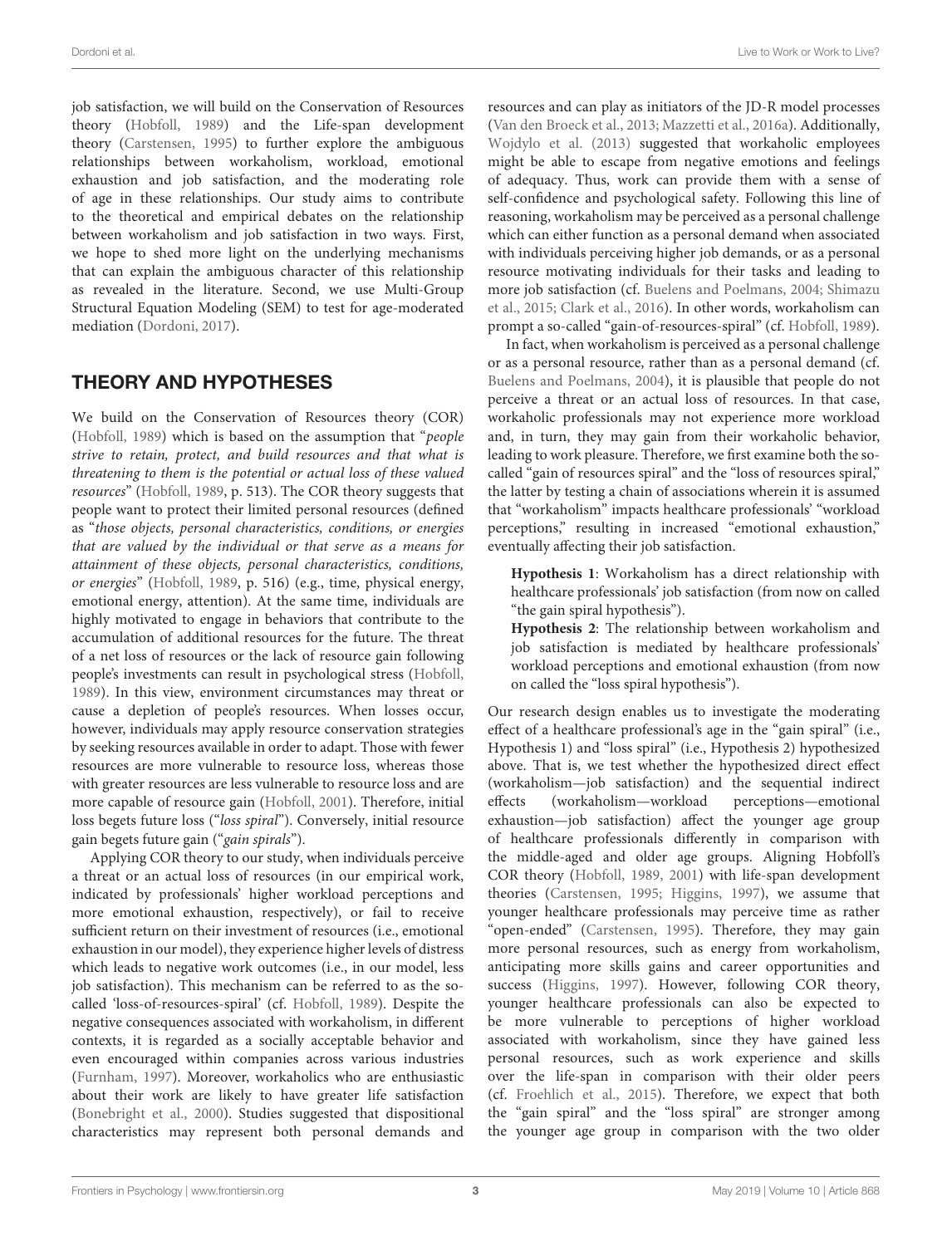job satisfaction, we will build on the Conservation of Resources theory (Hobfoll, 1989) and the Life-span development theory (Carstensen, 1995) to further explore the ambiguous relationships between workaholism, workload, emotional exhaustion and job satisfaction, and the moderating role of age in these relationships. Our study aims to contribute to the theoretical and empirical debates on the relationship between workaholism and job satisfaction in two ways. First, we hope to shed more light on the underlying mechanisms that can explain the ambiguous character of this relationship as revealed in the literature. Second, we use Multi-Group Structural Equation Modeling (SEM) to test for age-moderated mediation (Dordoni, 2017).

## THEORY AND HYPOTHESES

We build on the Conservation of Resources theory (COR) (Hobfoll, 1989) which is based on the assumption that "*people strive to retain, protect, and build resources and that what is threatening to them is the potential or actual loss of these valued resources*" (Hobfoll, 1989, p. 513). The COR theory suggests that people want to protect their limited personal resources (defined as "*those objects, personal characteristics, conditions, or energies that are valued by the individual or that serve as a means for attainment of these objects, personal characteristics, conditions, or energies*" (Hobfoll, 1989, p. 516) (e.g., time, physical energy, emotional energy, attention). At the same time, individuals are highly motivated to engage in behaviors that contribute to the accumulation of additional resources for the future. The threat of a net loss of resources or the lack of resource gain following people's investments can result in psychological stress (Hobfoll, 1989). In this view, environment circumstances may threat or cause a depletion of people's resources. When losses occur, however, individuals may apply resource conservation strategies by seeking resources available in order to adapt. Those with fewer resources are more vulnerable to resource loss, whereas those with greater resources are less vulnerable to resource loss and are more capable of resource gain (Hobfoll, 2001). Therefore, initial loss begets future loss ("*loss spiral*"). Conversely, initial resource gain begets future gain ("*gain spirals*").

Applying COR theory to our study, when individuals perceive a threat or an actual loss of resources (in our empirical work, indicated by professionals' higher workload perceptions and more emotional exhaustion, respectively), or fail to receive sufficient return on their investment of resources (i.e., emotional exhaustion in our model), they experience higher levels of distress which leads to negative work outcomes (i.e., in our model, less job satisfaction). This mechanism can be referred to as the so-called 'loss-of-resources-spiral' (cf. Hobfoll, 1989). Despite the negative consequences associated with workaholism, in different contexts, it is regarded as a socially acceptable behavior and even encouraged within companies across various industries (Furnham, 1997). Moreover, workaholics who are enthusiastic about their work are likely to have greater life satisfaction (Bonebright et al., 2000). Studies suggested that dispositional characteristics may represent both personal demands and resources and can play as initiators of the JD-R model processes (Van den Broeck et al., 2013; Mazzetti et al., 2016a). Additionally, Wojdylo et al. (2013) suggested that workaholic employees might be able to escape from negative emotions and feelings of adequacy. Thus, work can provide them with a sense of self-confidence and psychological safety. Following this line of reasoning, workaholism may be perceived as a personal challenge which can either function as a personal demand when associated with individuals perceiving higher job demands, or as a personal resource motivating individuals for their tasks and leading to more job satisfaction (cf. Buelens and Poelmans, 2004; Shimazu et al., 2015; Clark et al., 2016). In other words, workaholism can prompt a so-called "gain-of-resources-spiral" (cf. Hobfoll, 1989).

In fact, when workaholism is perceived as a personal challenge or as a personal resource, rather than as a personal demand (cf. Buelens and Poelmans, 2004), it is plausible that people do not perceive a threat or an actual loss of resources. In that case, workaholic professionals may not experience more workload and, in turn, they may gain from their workaholic behavior, leading to work pleasure. Therefore, we first examine both the so-called "gain of resources spiral" and the "loss of resources spiral," the latter by testing a chain of associations wherein it is assumed that "workaholism" impacts healthcare professionals' "workload perceptions," resulting in increased "emotional exhaustion," eventually affecting their job satisfaction.

**Hypothesis 1**: Workaholism has a direct relationship with healthcare professionals' job satisfaction (from now on called "the gain spiral hypothesis").

**Hypothesis 2**: The relationship between workaholism and job satisfaction is mediated by healthcare professionals' workload perceptions and emotional exhaustion (from now on called the "loss spiral hypothesis").

Our research design enables us to investigate the moderating effect of a healthcare professional's age in the "gain spiral" (i.e., Hypothesis 1) and "loss spiral" (i.e., Hypothesis 2) hypothesized above. That is, we test whether the hypothesized direct effect (workaholism—job satisfaction) and the sequential indirect effects (workaholism—workload perceptions—emotional exhaustion—job satisfaction) affect the younger age group of healthcare professionals differently in comparison with the middle-aged and older age groups. Aligning Hobfoll's COR theory (Hobfoll, 1989, 2001) with life-span development theories (Carstensen, 1995; Higgins, 1997), we assume that younger healthcare professionals may perceive time as rather "open-ended" (Carstensen, 1995). Therefore, they may gain more personal resources, such as energy from workaholism, anticipating more skills gains and career opportunities and success (Higgins, 1997). However, following COR theory, younger healthcare professionals can also be expected to be more vulnerable to perceptions of higher workload associated with workaholism, since they have gained less personal resources, such as work experience and skills over the life-span in comparison with their older peers (cf. Froehlich et al., 2015). Therefore, we expect that both the "gain spiral" and the "loss spiral" are stronger among the younger age group in comparison with the two older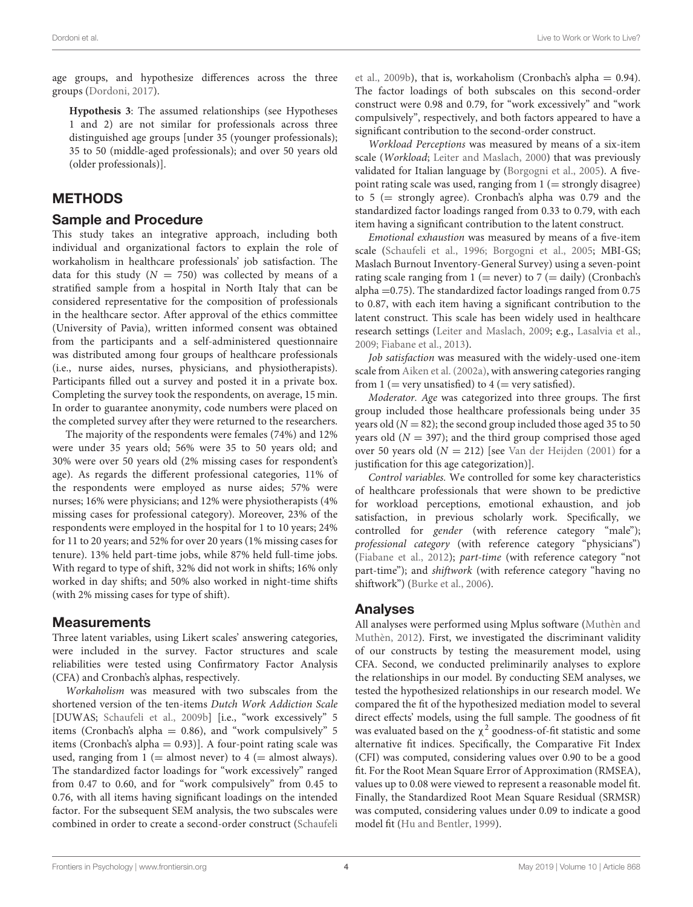age groups, and hypothesize differences across the three groups (Dordoni, 2017).

**Hypothesis 3**: The assumed relationships (see Hypotheses 1 and 2) are not similar for professionals across three distinguished age groups [under 35 (younger professionals); 35 to 50 (middle-aged professionals); and over 50 years old (older professionals)].

## METHODS

### Sample and Procedure

This study takes an integrative approach, including both individual and organizational factors to explain the role of workaholism in healthcare professionals' job satisfaction. The data for this study ($N = 750$) was collected by means of a stratified sample from a hospital in North Italy that can be considered representative for the composition of professionals in the healthcare sector. After approval of the ethics committee (University of Pavia), written informed consent was obtained from the participants and a self-administered questionnaire was distributed among four groups of healthcare professionals (i.e., nurse aides, nurses, physicians, and physiotherapists). Participants filled out a survey and posted it in a private box. Completing the survey took the respondents, on average, 15 min. In order to guarantee anonymity, code numbers were placed on the completed survey after they were returned to the researchers.

The majority of the respondents were females (74%) and 12% were under 35 years old; 56% were 35 to 50 years old; and 30% were over 50 years old (2% missing cases for respondent's age). As regards the different professional categories, 11% of the respondents were employed as nurse aides; 57% were nurses; 16% were physicians; and 12% were physiotherapists (4% missing cases for professional category). Moreover, 23% of the respondents were employed in the hospital for 1 to 10 years; 24% for 11 to 20 years; and 52% for over 20 years (1% missing cases for tenure). 13% held part-time jobs, while 87% held full-time jobs. With regard to type of shift, 32% did not work in shifts; 16% only worked in day shifts; and 50% also worked in night-time shifts (with 2% missing cases for type of shift).

### Measurements

Three latent variables, using Likert scales' answering categories, were included in the survey. Factor structures and scale reliabilities were tested using Confirmatory Factor Analysis (CFA) and Cronbach's alphas, respectively.

*Workaholism* was measured with two subscales from the shortened version of the ten-items *Dutch Work Addiction Scale* [DUWAS; Schaufeli et al., 2009b] [i.e., "work excessively" 5 items (Cronbach's alpha = 0.86), and "work compulsively" 5 items (Cronbach's alpha = 0.93)]. A four-point rating scale was used, ranging from 1 (= almost never) to 4 (= almost always). The standardized factor loadings for "work excessively" ranged from 0.47 to 0.60, and for "work compulsively" from 0.45 to 0.76, with all items having significant loadings on the intended factor. For the subsequent SEM analysis, the two subscales were combined in order to create a second-order construct (Schaufeli et al., 2009b), that is, workaholism (Cronbach's alpha = 0.94). The factor loadings of both subscales on this second-order construct were 0.98 and 0.79, for "work excessively" and "work compulsively", respectively, and both factors appeared to have a significant contribution to the second-order construct.

*Workload Perceptions* was measured by means of a six-item scale (*Workload*; Leiter and Maslach, 2000) that was previously validated for Italian language by (Borgogni et al., 2005). A five-point rating scale was used, ranging from 1 (= strongly disagree) to 5 (= strongly agree). Cronbach's alpha was 0.79 and the standardized factor loadings ranged from 0.33 to 0.79, with each item having a significant contribution to the latent construct.

*Emotional exhaustion* was measured by means of a five-item scale (Schaufeli et al., 1996; Borgogni et al., 2005; MBI-GS; Maslach Burnout Inventory-General Survey) using a seven-point rating scale ranging from 1 (= never) to 7 (= daily) (Cronbach's alpha =0.75). The standardized factor loadings ranged from 0.75 to 0.87, with each item having a significant contribution to the latent construct. This scale has been widely used in healthcare research settings (Leiter and Maslach, 2009; e.g., Lasalvia et al., 2009; Fiabane et al., 2013).

*Job satisfaction* was measured with the widely-used one-item scale from Aiken et al. (2002a), with answering categories ranging from 1 (= very unsatisfied) to 4 (= very satisfied).

*Moderator. Age* was categorized into three groups. The first group included those healthcare professionals being under 35 years old ($N = 82$); the second group included those aged 35 to 50 years old ($N = 397$); and the third group comprised those aged over 50 years old ($N = 212$) [see Van der Heijden (2001) for a justification for this age categorization)].

*Control variables.* We controlled for some key characteristics of healthcare professionals that were shown to be predictive for workload perceptions, emotional exhaustion, and job satisfaction, in previous scholarly work. Specifically, we controlled for *gender* (with reference category "male"); *professional category* (with reference category "physicians") (Fiabane et al., 2012); *part-time* (with reference category "not part-time"); and *shiftwork* (with reference category "having no shiftwork") (Burke et al., 2006).

### Analyses

All analyses were performed using Mplus software (Muthèn and Muthèn, 2012). First, we investigated the discriminant validity of our constructs by testing the measurement model, using CFA. Second, we conducted preliminary analyses to explore the relationships in our model. By conducting SEM analyses, we tested the hypothesized relationships in our research model. We compared the fit of the hypothesized mediation model to several direct effects' models, using the full sample. The goodness of fit was evaluated based on the $\chi^2$ goodness-of-fit statistic and some alternative fit indices. Specifically, the Comparative Fit Index (CFI) was computed, considering values over 0.90 to be a good fit. For the Root Mean Square Error of Approximation (RMSEA), values up to 0.08 were viewed to represent a reasonable model fit. Finally, the Standardized Root Mean Square Residual (SRMSR) was computed, considering values under 0.09 to indicate a good model fit (Hu and Bentler, 1999).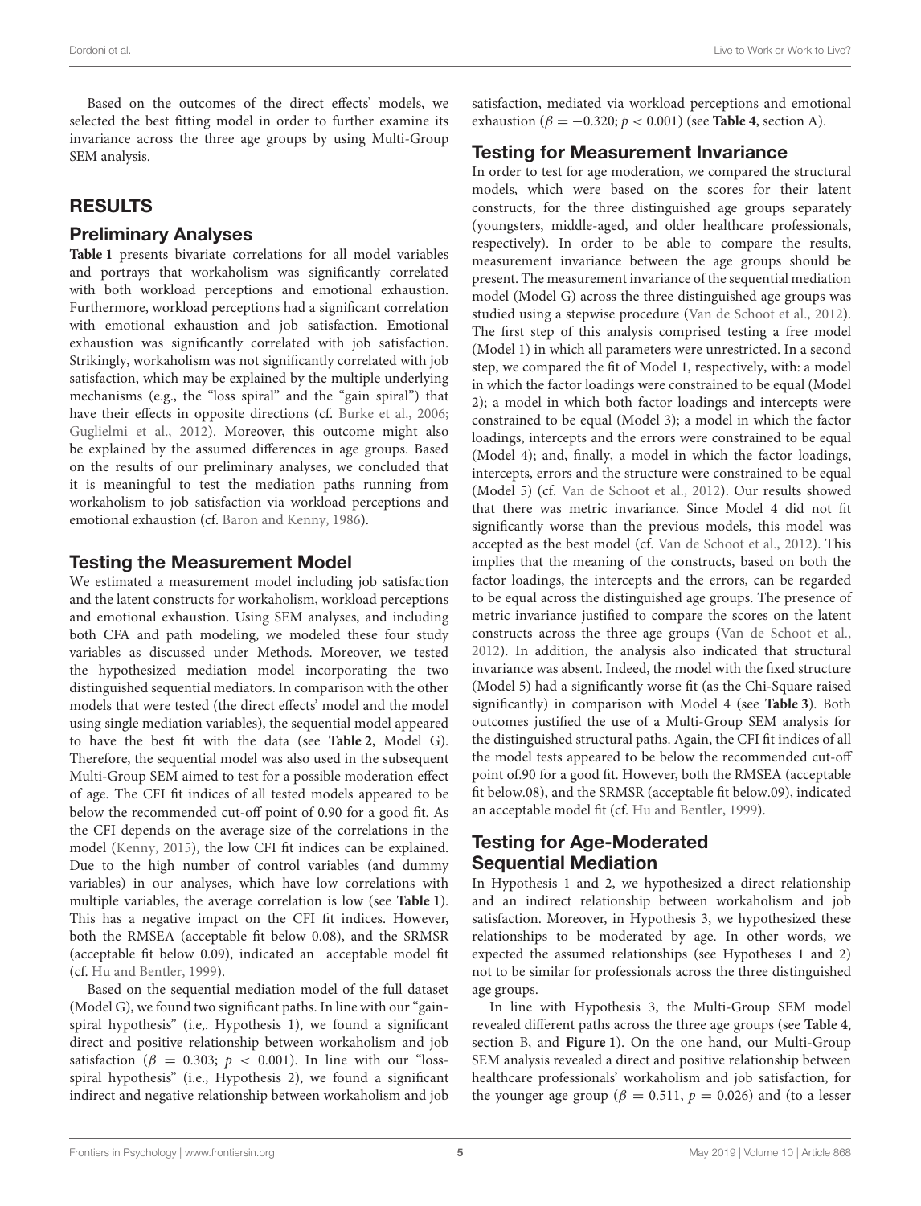Based on the outcomes of the direct effects' models, we selected the best fitting model in order to further examine its invariance across the three age groups by using Multi-Group SEM analysis.

## RESULTS

### Preliminary Analyses

**Table 1** presents bivariate correlations for all model variables and portrays that workaholism was significantly correlated with both workload perceptions and emotional exhaustion. Furthermore, workload perceptions had a significant correlation with emotional exhaustion and job satisfaction. Emotional exhaustion was significantly correlated with job satisfaction. Strikingly, workaholism was not significantly correlated with job satisfaction, which may be explained by the multiple underlying mechanisms (e.g., the "loss spiral" and the "gain spiral") that have their effects in opposite directions (cf. Burke et al., 2006; Guglielmi et al., 2012). Moreover, this outcome might also be explained by the assumed differences in age groups. Based on the results of our preliminary analyses, we concluded that it is meaningful to test the mediation paths running from workaholism to job satisfaction via workload perceptions and emotional exhaustion (cf. Baron and Kenny, 1986).

### Testing the Measurement Model

We estimated a measurement model including job satisfaction and the latent constructs for workaholism, workload perceptions and emotional exhaustion. Using SEM analyses, and including both CFA and path modeling, we modeled these four study variables as discussed under Methods. Moreover, we tested the hypothesized mediation model incorporating the two distinguished sequential mediators. In comparison with the other models that were tested (the direct effects' model and the model using single mediation variables), the sequential model appeared to have the best fit with the data (see **Table 2**, Model G). Therefore, the sequential model was also used in the subsequent Multi-Group SEM aimed to test for a possible moderation effect of age. The CFI fit indices of all tested models appeared to be below the recommended cut-off point of 0.90 for a good fit. As the CFI depends on the average size of the correlations in the model (Kenny, 2015), the low CFI fit indices can be explained. Due to the high number of control variables (and dummy variables) in our analyses, which have low correlations with multiple variables, the average correlation is low (see **Table 1**). This has a negative impact on the CFI fit indices. However, both the RMSEA (acceptable fit below 0.08), and the SRMSR (acceptable fit below 0.09), indicated an acceptable model fit (cf. Hu and Bentler, 1999).

Based on the sequential mediation model of the full dataset (Model G), we found two significant paths. In line with our "gain-spiral hypothesis" (i.e,. Hypothesis 1), we found a significant direct and positive relationship between workaholism and job satisfaction ($\beta = 0.303$; $p < 0.001$). In line with our "loss-spiral hypothesis" (i.e., Hypothesis 2), we found a significant indirect and negative relationship between workaholism and job satisfaction, mediated via workload perceptions and emotional exhaustion ($\beta = -0.320$; $p < 0.001$) (see **Table 4**, section A).

### Testing for Measurement Invariance

In order to test for age moderation, we compared the structural models, which were based on the scores for their latent constructs, for the three distinguished age groups separately (youngsters, middle-aged, and older healthcare professionals, respectively). In order to be able to compare the results, measurement invariance between the age groups should be present. The measurement invariance of the sequential mediation model (Model G) across the three distinguished age groups was studied using a stepwise procedure (Van de Schoot et al., 2012). The first step of this analysis comprised testing a free model (Model 1) in which all parameters were unrestricted. In a second step, we compared the fit of Model 1, respectively, with: a model in which the factor loadings were constrained to be equal (Model 2); a model in which both factor loadings and intercepts were constrained to be equal (Model 3); a model in which the factor loadings, intercepts and the errors were constrained to be equal (Model 4); and, finally, a model in which the factor loadings, intercepts, errors and the structure were constrained to be equal (Model 5) (cf. Van de Schoot et al., 2012). Our results showed that there was metric invariance. Since Model 4 did not fit significantly worse than the previous models, this model was accepted as the best model (cf. Van de Schoot et al., 2012). This implies that the meaning of the constructs, based on both the factor loadings, the intercepts and the errors, can be regarded to be equal across the distinguished age groups. The presence of metric invariance justified to compare the scores on the latent constructs across the three age groups (Van de Schoot et al., 2012). In addition, the analysis also indicated that structural invariance was absent. Indeed, the model with the fixed structure (Model 5) had a significantly worse fit (as the Chi-Square raised significantly) in comparison with Model 4 (see **Table 3**). Both outcomes justified the use of a Multi-Group SEM analysis for the distinguished structural paths. Again, the CFI fit indices of all the model tests appeared to be below the recommended cut-off point of.90 for a good fit. However, both the RMSEA (acceptable fit below.08), and the SRMSR (acceptable fit below.09), indicated an acceptable model fit (cf. Hu and Bentler, 1999).

### Testing for Age-Moderated Sequential Mediation

In Hypothesis 1 and 2, we hypothesized a direct relationship and an indirect relationship between workaholism and job satisfaction. Moreover, in Hypothesis 3, we hypothesized these relationships to be moderated by age. In other words, we expected the assumed relationships (see Hypotheses 1 and 2) not to be similar for professionals across the three distinguished age groups.

In line with Hypothesis 3, the Multi-Group SEM model revealed different paths across the three age groups (see **Table 4**, section B, and **Figure 1**). On the one hand, our Multi-Group SEM analysis revealed a direct and positive relationship between healthcare professionals' workaholism and job satisfaction, for the younger age group ($\beta = 0.511$, $p = 0.026$) and (to a lesser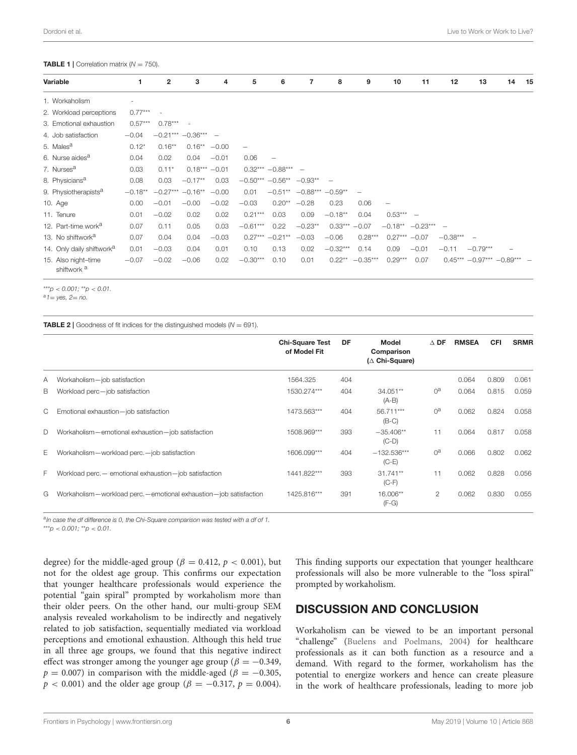**TABLE 1** | Correlation matrix ($N = 750$).

| Variable | 1 | 2 | 3 | 4 | 5 | 6 | 7 | 8 | 9 | 10 | 11 | 12 | 13 | 14 | 15 |
|---|---|---|---|---|---|---|---|---|---|---|---|---|---|---|---|
| 1. Workaholism | - | | | | | | | | | | | | | | |
| 2. Workload perceptions | 0.77*** | - | | | | | | | | | | | | | |
| 3. Emotional exhaustion | 0.57*** | 0.78*** | - | | | | | | | | | | | | |
| 4. Job satisfaction | −0.04 | −0.21*** | −0.36*** | – | | | | | | | | | | | |
| 5. Males[a] | 0.12* | 0.16** | 0.16** | −0.00 | – | | | | | | | | | | |
| 6. Nurse aides[a] | 0.04 | 0.02 | 0.04 | −0.01 | 0.06 | – | | | | | | | | | |
| 7. Nurses[a] | 0.03 | 0.11* | 0.18*** | −0.01 | 0.32*** | −0.88*** | – | | | | | | | | |
| 8. Physicians[a] | 0.08 | 0.03 | −0.17** | 0.03 | −0.50*** | −0.56** | −0.93** | – | | | | | | | |
| 9. Physiotherapists[a] | −0.18** | −0.27*** | −0.16** | −0.00 | 0.01 | −0.51** | −0.88*** | −0.59** | – | | | | | | |
| 10. Age | 0.00 | −0.01 | −0.00 | −0.02 | −0.03 | 0.20** | −0.28 | 0.23 | 0.06 | – | | | | | |
| 11. Tenure | 0.01 | −0.02 | 0.02 | 0.02 | 0.21*** | 0.03 | 0.09 | −0.18** | 0.04 | 0.53*** | – | | | | |
| 12. Part-time work[a] | 0.07 | 0.11 | 0.05 | 0.03 | −0.61*** | 0.22 | −0.23** | 0.33*** | −0.07 | −0.18** | −0.23*** | – | | | |
| 13. No shiftwork[a] | 0.07 | 0.04 | 0.04 | −0.03 | 0.27*** | −0.21** | −0.03 | −0.06 | 0.28*** | 0.27*** | −0.07 | −0.38*** | – | | |
| 14. Only daily shiftwork[a] | 0.01 | −0.03 | 0.04 | 0.01 | 0.10 | 0.13 | 0.02 | −0.32*** | 0.14 | 0.09 | −0.01 | −0.11 | −0.79*** | – | |
| 15. Also night–time shiftwork[a] | −0.07 | −0.02 | −0.06 | 0.02 | −0.30*** | 0.10 | 0.01 | 0.22** | −0.35*** | 0.29*** | 0.07 | 0.45*** | −0.97*** | −0.89*** | – |

***$p < 0.001$; **$p < 0.01$.

[a]1= yes, 2= no.

**TABLE 2** | Goodness of fit indices for the distinguished models ($N = 691$).

| | | Chi-Square Test of Model Fit | DF | Model Comparison (Δ Chi-Square) | Δ DF | RMSEA | CFI | SRMR |
|---|---|---|---|---|---|---|---|---|
| A | Workaholism—job satisfaction | 1564.325 | 404 | | | 0.064 | 0.809 | 0.061 |
| B | Workload perc—job satisfaction | 1530.274*** | 404 | 34.051** (A-B) | 0[a] | 0.064 | 0.815 | 0.059 |
| C | Emotional exhaustion—job satisfaction | 1473.563*** | 404 | 56.711*** (B-C) | 0[a] | 0.062 | 0.824 | 0.058 |
| D | Workaholism—emotional exhaustion—job satisfaction | 1508.969*** | 393 | −35.406** (C-D) | 11 | 0.064 | 0.817 | 0.058 |
| E | Workaholism—workload perc.—job satisfaction | 1606.099*** | 404 | −132.536*** (C-E) | 0[a] | 0.066 | 0.802 | 0.062 |
| F | Workload perc.— emotional exhaustion—job satisfaction | 1441.822*** | 393 | 31.741** (C-F) | 11 | 0.062 | 0.828 | 0.056 |
| G | Workaholism—workload perc.—emotional exhaustion—job satisfaction | 1425.816*** | 391 | 16.006** (F-G) | 2 | 0.062 | 0.830 | 0.055 |

[a]In case the df difference is 0, the Chi-Square comparison was tested with a df of 1.

***$p < 0.001$; **$p < 0.01$.

degree) for the middle-aged group ($\beta = 0.412$, $p < 0.001$), but not for the oldest age group. This confirms our expectation that younger healthcare professionals would experience the potential "gain spiral" prompted by workaholism more than their older peers. On the other hand, our multi-group SEM analysis revealed workaholism to be indirectly and negatively related to job satisfaction, sequentially mediated via workload perceptions and emotional exhaustion. Although this held true in all three age groups, we found that this negative indirect effect was stronger among the younger age group ($\beta = -0.349$, $p = 0.007$) in comparison with the middle-aged ($\beta = -0.305$, $p < 0.001$) and the older age group ($\beta = -0.317$, $p = 0.004$). This finding supports our expectation that younger healthcare professionals will also be more vulnerable to the "loss spiral" prompted by workaholism.

## DISCUSSION AND CONCLUSION

Workaholism can be viewed to be an important personal "challenge" (Buelens and Poelmans, 2004) for healthcare professionals as it can both function as a resource and a demand. With regard to the former, workaholism has the potential to energize workers and hence can create pleasure in the work of healthcare professionals, leading to more job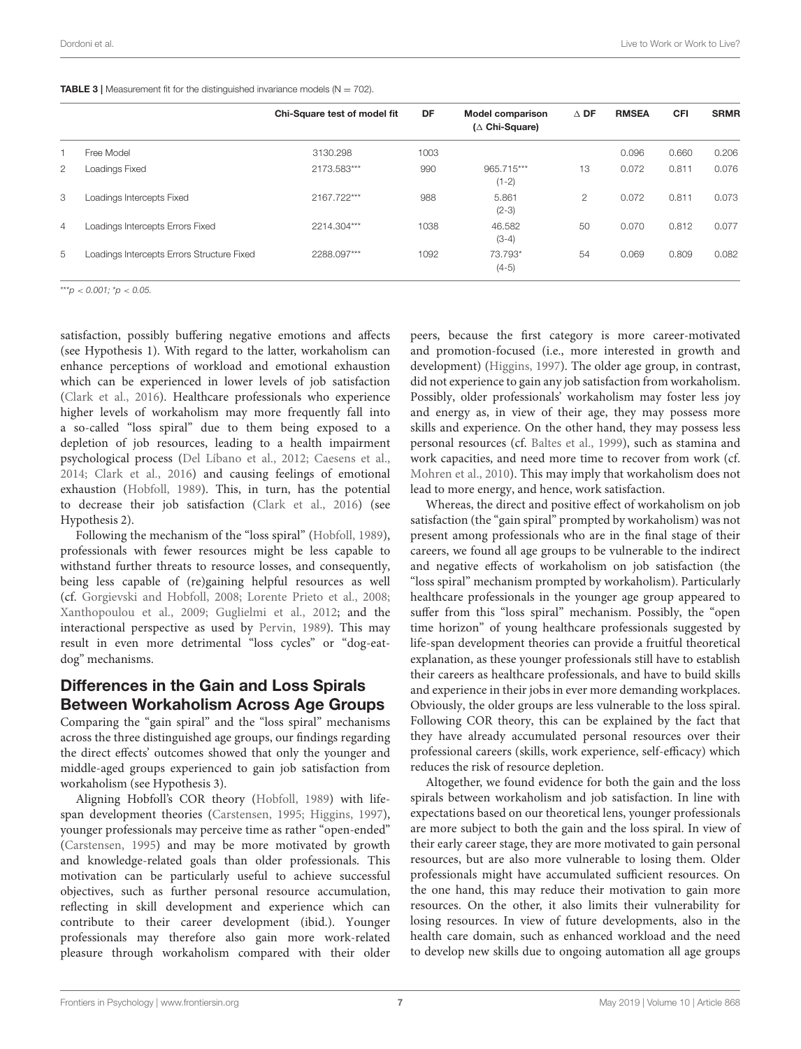**TABLE 3** | Measurement fit for the distinguished invariance models (N = 702).

| | | Chi-Square test of model fit | DF | Model comparison (△ Chi-Square) | △ DF | RMSEA | CFI | SRMR |
|---|---|---|---|---|---|---|---|---|
| 1 | Free Model | 3130.298 | 1003 | | | 0.096 | 0.660 | 0.206 |
| 2 | Loadings Fixed | 2173.583*** | 990 | 965.715*** (1-2) | 13 | 0.072 | 0.811 | 0.076 |
| 3 | Loadings Intercepts Fixed | 2167.722*** | 988 | 5.861 (2-3) | 2 | 0.072 | 0.811 | 0.073 |
| 4 | Loadings Intercepts Errors Fixed | 2214.304*** | 1038 | 46.582 (3-4) | 50 | 0.070 | 0.812 | 0.077 |
| 5 | Loadings Intercepts Errors Structure Fixed | 2288.097*** | 1092 | 73.793* (4-5) | 54 | 0.069 | 0.809 | 0.082 |

***$p < 0.001$; *$p < 0.05$.

satisfaction, possibly buffering negative emotions and affects (see Hypothesis 1). With regard to the latter, workaholism can enhance perceptions of workload and emotional exhaustion which can be experienced in lower levels of job satisfaction (Clark et al., 2016). Healthcare professionals who experience higher levels of workaholism may more frequently fall into a so-called "loss spiral" due to them being exposed to a depletion of job resources, leading to a health impairment psychological process (Del Líbano et al., 2012; Caesens et al., 2014; Clark et al., 2016) and causing feelings of emotional exhaustion (Hobfoll, 1989). This, in turn, has the potential to decrease their job satisfaction (Clark et al., 2016) (see Hypothesis 2).

Following the mechanism of the "loss spiral" (Hobfoll, 1989), professionals with fewer resources might be less capable to withstand further threats to resource losses, and consequently, being less capable of (re)gaining helpful resources as well (cf. Gorgievski and Hobfoll, 2008; Lorente Prieto et al., 2008; Xanthopoulou et al., 2009; Guglielmi et al., 2012; and the interactional perspective as used by Pervin, 1989). This may result in even more detrimental "loss cycles" or "dog-eat-dog" mechanisms.

## Differences in the Gain and Loss Spirals Between Workaholism Across Age Groups

Comparing the "gain spiral" and the "loss spiral" mechanisms across the three distinguished age groups, our findings regarding the direct effects' outcomes showed that only the younger and middle-aged groups experienced to gain job satisfaction from workaholism (see Hypothesis 3).

Aligning Hobfoll's COR theory (Hobfoll, 1989) with life-span development theories (Carstensen, 1995; Higgins, 1997), younger professionals may perceive time as rather "open-ended" (Carstensen, 1995) and may be more motivated by growth and knowledge-related goals than older professionals. This motivation can be particularly useful to achieve successful objectives, such as further personal resource accumulation, reflecting in skill development and experience which can contribute to their career development (ibid.). Younger professionals may therefore also gain more work-related pleasure through workaholism compared with their older peers, because the first category is more career-motivated and promotion-focused (i.e., more interested in growth and development) (Higgins, 1997). The older age group, in contrast, did not experience to gain any job satisfaction from workaholism. Possibly, older professionals' workaholism may foster less joy and energy as, in view of their age, they may possess more skills and experience. On the other hand, they may possess less personal resources (cf. Baltes et al., 1999), such as stamina and work capacities, and need more time to recover from work (cf. Mohren et al., 2010). This may imply that workaholism does not lead to more energy, and hence, work satisfaction.

Whereas, the direct and positive effect of workaholism on job satisfaction (the "gain spiral" prompted by workaholism) was not present among professionals who are in the final stage of their careers, we found all age groups to be vulnerable to the indirect and negative effects of workaholism on job satisfaction (the "loss spiral" mechanism prompted by workaholism). Particularly healthcare professionals in the younger age group appeared to suffer from this "loss spiral" mechanism. Possibly, the "open time horizon" of young healthcare professionals suggested by life-span development theories can provide a fruitful theoretical explanation, as these younger professionals still have to establish their careers as healthcare professionals, and have to build skills and experience in their jobs in ever more demanding workplaces. Obviously, the older groups are less vulnerable to the loss spiral. Following COR theory, this can be explained by the fact that they have already accumulated personal resources over their professional careers (skills, work experience, self-efficacy) which reduces the risk of resource depletion.

Altogether, we found evidence for both the gain and the loss spirals between workaholism and job satisfaction. In line with expectations based on our theoretical lens, younger professionals are more subject to both the gain and the loss spiral. In view of their early career stage, they are more motivated to gain personal resources, but are also more vulnerable to losing them. Older professionals might have accumulated sufficient resources. On the one hand, this may reduce their motivation to gain more resources. On the other, it also limits their vulnerability for losing resources. In view of future developments, also in the health care domain, such as enhanced workload and the need to develop new skills due to ongoing automation all age groups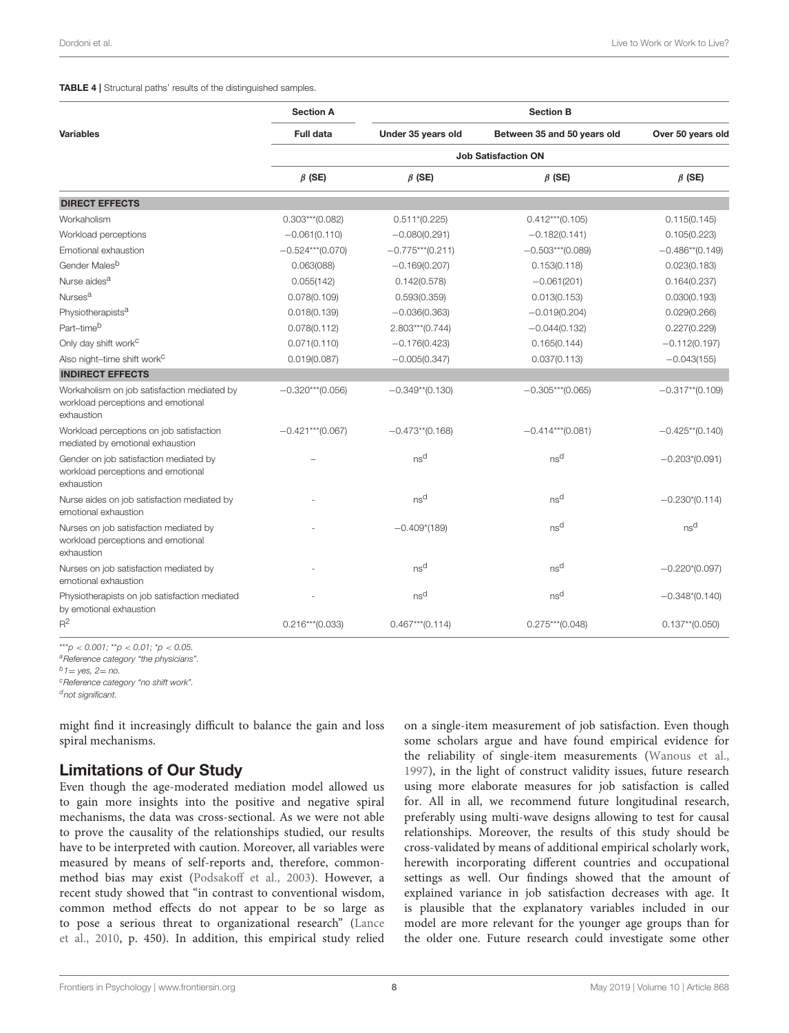**TABLE 4** | Structural paths' results of the distinguished samples.

| Variables | Section A | Section B | | |
|---|---|---|---|---|
| | Full data | Under 35 years old | Between 35 and 50 years old | Over 50 years old |
| | | Job Satisfaction ON | | |
| | β (SE) | β (SE) | β (SE) | β (SE) |
| **DIRECT EFFECTS** | | | | |
| Workaholism | 0.303***(0.082) | 0.511*(0.225) | 0.412***(0.105) | 0.115(0.145) |
| Workload perceptions | −0.061(0.110) | −0.080(0.291) | −0.182(0.141) | 0.105(0.223) |
| Emotional exhaustion | −0.524***(0.070) | −0.775***(0.211) | −0.503***(0.089) | −0.486**(0.149) |
| Gender Males[b] | 0.063(088) | −0.169(0.207) | 0.153(0.118) | 0.023(0.183) |
| Nurse aides[a] | 0.055(142) | 0.142(0.578) | −0.061(201) | 0.164(0.237) |
| Nurses[a] | 0.078(0.109) | 0.593(0.359) | 0.013(0.153) | 0.030(0.193) |
| Physiotherapists[a] | 0.018(0.139) | −0.036(0.363) | −0.019(0.204) | 0.029(0.266) |
| Part–time[b] | 0.078(0.112) | 2.803***(0.744) | −0.044(0.132) | 0.227(0.229) |
| Only day shift work[c] | 0.071(0.110) | −0.176(0.423) | 0.165(0.144) | −0.112(0.197) |
| Also night–time shift work[c] | 0.019(0.087) | −0.005(0.347) | 0.037(0.113) | −0.043(155) |
| **INDIRECT EFFECTS** | | | | |
| Workaholism on job satisfaction mediated by workload perceptions and emotional exhaustion | −0.320***(0.056) | −0.349**(0.130) | −0.305***(0.065) | −0.317**(0.109) |
| Workload perceptions on job satisfaction mediated by emotional exhaustion | −0.421***(0.067) | −0.473**(0.168) | −0.414***(0.081) | −0.425**(0.140) |
| Gender on job satisfaction mediated by workload perceptions and emotional exhaustion | – | ns[d] | ns[d] | −0.203*(0.091) |
| Nurse aides on job satisfaction mediated by emotional exhaustion | - | ns[d] | ns[d] | −0.230*(0.114) |
| Nurses on job satisfaction mediated by workload perceptions and emotional exhaustion | - | −0.409*(189) | ns[d] | ns[d] |
| Nurses on job satisfaction mediated by emotional exhaustion | - | ns[d] | ns[d] | −0.220*(0.097) |
| Physiotherapists on job satisfaction mediated by emotional exhaustion | - | ns[d] | ns[d] | −0.348*(0.140) |
| $R^2$ | 0.216***(0.033) | 0.467***(0.114) | 0.275***(0.048) | 0.137**(0.050) |

****p < 0.001; **p < 0.01; *p < 0.05.*
[a]*Reference category "the physicians".*
[b]*1= yes, 2= no.*
[c]*Reference category "no shift work".*
[d]*not significant.*

might find it increasingly difficult to balance the gain and loss spiral mechanisms.

## Limitations of Our Study

Even though the age-moderated mediation model allowed us to gain more insights into the positive and negative spiral mechanisms, the data was cross-sectional. As we were not able to prove the causality of the relationships studied, our results have to be interpreted with caution. Moreover, all variables were measured by means of self-reports and, therefore, common-method bias may exist (Podsakoff et al., 2003). However, a recent study showed that "in contrast to conventional wisdom, common method effects do not appear to be so large as to pose a serious threat to organizational research" (Lance et al., 2010, p. 450). In addition, this empirical study relied on a single-item measurement of job satisfaction. Even though some scholars argue and have found empirical evidence for the reliability of single-item measurements (Wanous et al., 1997), in the light of construct validity issues, future research using more elaborate measures for job satisfaction is called for. All in all, we recommend future longitudinal research, preferably using multi-wave designs allowing to test for causal relationships. Moreover, the results of this study should be cross-validated by means of additional empirical scholarly work, herewith incorporating different countries and occupational settings as well. Our findings showed that the amount of explained variance in job satisfaction decreases with age. It is plausible that the explanatory variables included in our model are more relevant for the younger age groups than for the older one. Future research could investigate some other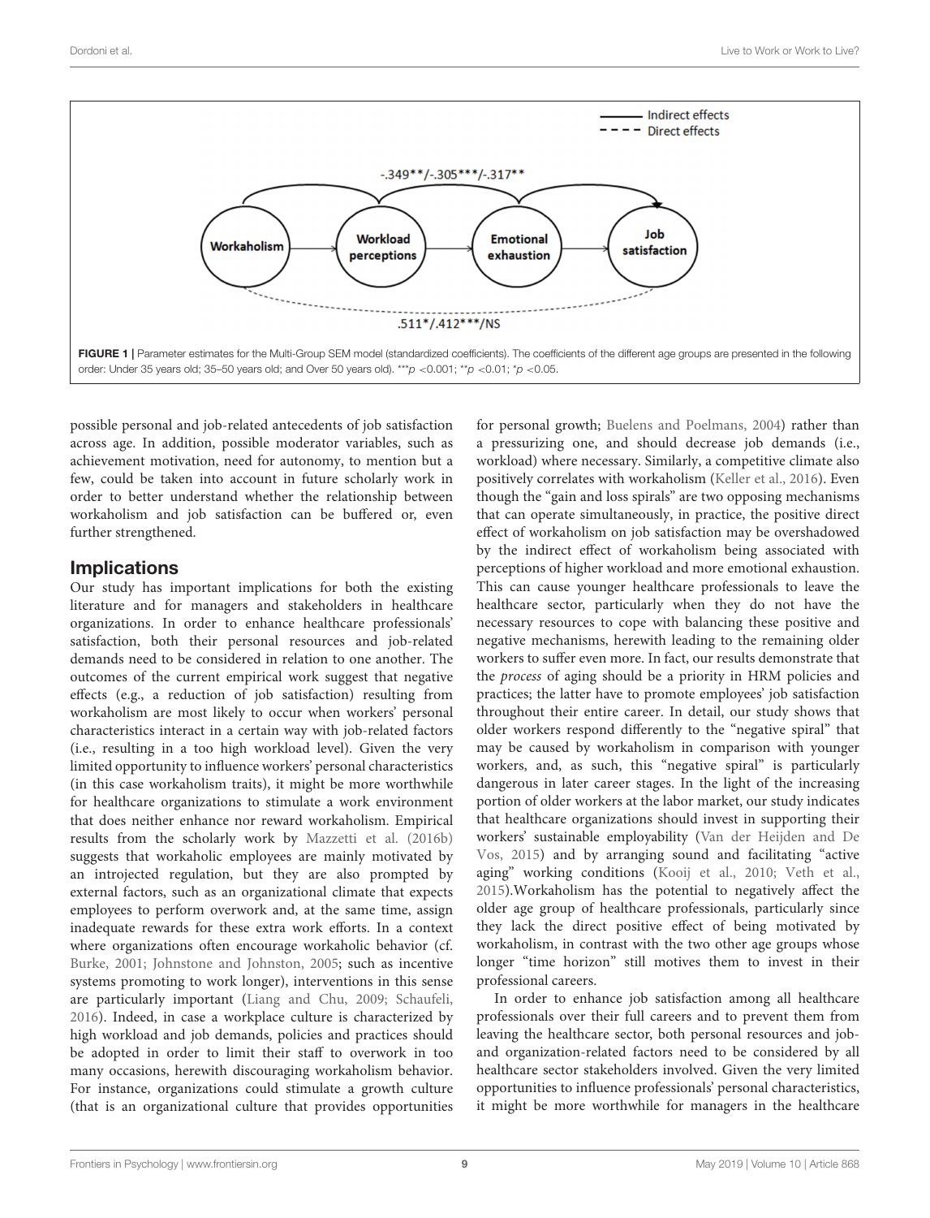FIGURE 1 | Parameter estimates for the Multi-Group SEM model (standardized coefficients). The coefficients of the different age groups are presented in the following order: Under 35 years old; 35–50 years old; and Over 50 years old). ***$p < 0.001$; **$p < 0.01$; *$p < 0.05$.

possible personal and job-related antecedents of job satisfaction across age. In addition, possible moderator variables, such as achievement motivation, need for autonomy, to mention but a few, could be taken into account in future scholarly work in order to better understand whether the relationship between workaholism and job satisfaction can be buffered or, even further strengthened.

## Implications

Our study has important implications for both the existing literature and for managers and stakeholders in healthcare organizations. In order to enhance healthcare professionals' satisfaction, both their personal resources and job-related demands need to be considered in relation to one another. The outcomes of the current empirical work suggest that negative effects (e.g., a reduction of job satisfaction) resulting from workaholism are most likely to occur when workers' personal characteristics interact in a certain way with job-related factors (i.e., resulting in a too high workload level). Given the very limited opportunity to influence workers' personal characteristics (in this case workaholism traits), it might be more worthwhile for healthcare organizations to stimulate a work environment that does neither enhance nor reward workaholism. Empirical results from the scholarly work by Mazzetti et al. (2016b) suggests that workaholic employees are mainly motivated by an introjected regulation, but they are also prompted by external factors, such as an organizational climate that expects employees to perform overwork and, at the same time, assign inadequate rewards for these extra work efforts. In a context where organizations often encourage workaholic behavior (cf. Burke, 2001; Johnstone and Johnston, 2005; such as incentive systems promoting to work longer), interventions in this sense are particularly important (Liang and Chu, 2009; Schaufeli, 2016). Indeed, in case a workplace culture is characterized by high workload and job demands, policies and practices should be adopted in order to limit their staff to overwork in too many occasions, herewith discouraging workaholism behavior. For instance, organizations could stimulate a growth culture (that is an organizational culture that provides opportunities for personal growth; Buelens and Poelmans, 2004) rather than a pressurizing one, and should decrease job demands (i.e., workload) where necessary. Similarly, a competitive climate also positively correlates with workaholism (Keller et al., 2016). Even though the "gain and loss spirals" are two opposing mechanisms that can operate simultaneously, in practice, the positive direct effect of workaholism on job satisfaction may be overshadowed by the indirect effect of workaholism being associated with perceptions of higher workload and more emotional exhaustion. This can cause younger healthcare professionals to leave the healthcare sector, particularly when they do not have the necessary resources to cope with balancing these positive and negative mechanisms, herewith leading to the remaining older workers to suffer even more. In fact, our results demonstrate that the *process* of aging should be a priority in HRM policies and practices; the latter have to promote employees' job satisfaction throughout their entire career. In detail, our study shows that older workers respond differently to the "negative spiral" that may be caused by workaholism in comparison with younger workers, and, as such, this "negative spiral" is particularly dangerous in later career stages. In the light of the increasing portion of older workers at the labor market, our study indicates that healthcare organizations should invest in supporting their workers' sustainable employability (Van der Heijden and De Vos, 2015) and by arranging sound and facilitating "active aging" working conditions (Kooij et al., 2010; Veth et al., 2015).Workaholism has the potential to negatively affect the older age group of healthcare professionals, particularly since they lack the direct positive effect of being motivated by workaholism, in contrast with the two other age groups whose longer "time horizon" still motives them to invest in their professional careers.

In order to enhance job satisfaction among all healthcare professionals over their full careers and to prevent them from leaving the healthcare sector, both personal resources and job- and organization-related factors need to be considered by all healthcare sector stakeholders involved. Given the very limited opportunities to influence professionals' personal characteristics, it might be more worthwhile for managers in the healthcare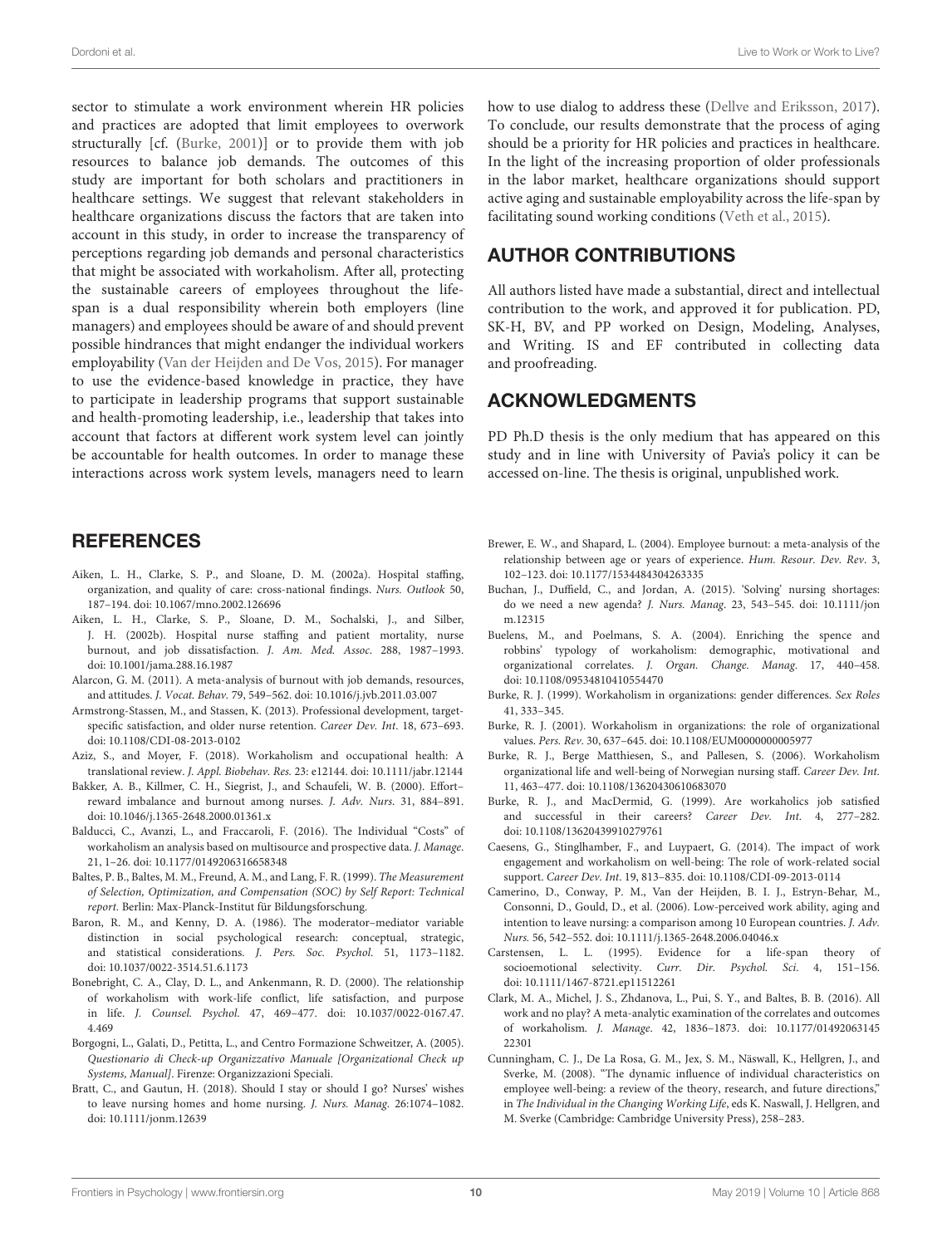sector to stimulate a work environment wherein HR policies and practices are adopted that limit employees to overwork structurally [cf. (Burke, 2001)] or to provide them with job resources to balance job demands. The outcomes of this study are important for both scholars and practitioners in healthcare settings. We suggest that relevant stakeholders in healthcare organizations discuss the factors that are taken into account in this study, in order to increase the transparency of perceptions regarding job demands and personal characteristics that might be associated with workaholism. After all, protecting the sustainable careers of employees throughout the life-span is a dual responsibility wherein both employers (line managers) and employees should be aware of and should prevent possible hindrances that might endanger the individual workers employability (Van der Heijden and De Vos, 2015). For manager to use the evidence-based knowledge in practice, they have to participate in leadership programs that support sustainable and health-promoting leadership, i.e., leadership that takes into account that factors at different work system level can jointly be accountable for health outcomes. In order to manage these interactions across work system levels, managers need to learn how to use dialog to address these (Dellve and Eriksson, 2017). To conclude, our results demonstrate that the process of aging should be a priority for HR policies and practices in healthcare. In the light of the increasing proportion of older professionals in the labor market, healthcare organizations should support active aging and sustainable employability across the life-span by facilitating sound working conditions (Veth et al., 2015).

## AUTHOR CONTRIBUTIONS

All authors listed have made a substantial, direct and intellectual contribution to the work, and approved it for publication. PD, SK-H, BV, and PP worked on Design, Modeling, Analyses, and Writing. IS and EF contributed in collecting data and proofreading.

## ACKNOWLEDGMENTS

PD Ph.D thesis is the only medium that has appeared on this study and in line with University of Pavia's policy it can be accessed on-line. The thesis is original, unpublished work.

## REFERENCES

Aiken, L. H., Clarke, S. P., and Sloane, D. M. (2002a). Hospital staffing, organization, and quality of care: cross-national findings. *Nurs. Outlook* 50, 187–194. doi: 10.1067/mno.2002.126696

Aiken, L. H., Clarke, S. P., Sloane, D. M., Sochalski, J., and Silber, J. H. (2002b). Hospital nurse staffing and patient mortality, nurse burnout, and job dissatisfaction. *J. Am. Med. Assoc*. 288, 1987–1993. doi: 10.1001/jama.288.16.1987

Alarcon, G. M. (2011). A meta-analysis of burnout with job demands, resources, and attitudes. *J. Vocat. Behav*. 79, 549–562. doi: 10.1016/j.jvb.2011.03.007

Armstrong-Stassen, M., and Stassen, K. (2013). Professional development, target-specific satisfaction, and older nurse retention. *Career Dev. Int*. 18, 673–693. doi: 10.1108/CDI-08-2013-0102

Aziz, S., and Moyer, F. (2018). Workaholism and occupational health: A translational review. *J. Appl. Biobehav. Res*. 23: e12144. doi: 10.1111/jabr.12144

Bakker, A. B., Killmer, C. H., Siegrist, J., and Schaufeli, W. B. (2000). Effort–reward imbalance and burnout among nurses. *J. Adv. Nurs*. 31, 884–891. doi: 10.1046/j.1365-2648.2000.01361.x

Balducci, C., Avanzi, L., and Fraccaroli, F. (2016). The Individual "Costs" of workaholism an analysis based on multisource and prospective data. *J. Manage*. 21, 1–26. doi: 10.1177/0149206316658348

Baltes, P. B., Baltes, M. M., Freund, A. M., and Lang, F. R. (1999). *The Measurement of Selection, Optimization, and Compensation (SOC) by Self Report: Technical report*. Berlin: Max-Planck-Institut für Bildungsforschung.

Baron, R. M., and Kenny, D. A. (1986). The moderator–mediator variable distinction in social psychological research: conceptual, strategic, and statistical considerations. *J. Pers. Soc. Psychol*. 51, 1173–1182. doi: 10.1037/0022-3514.51.6.1173

Bonebright, C. A., Clay, D. L., and Ankenmann, R. D. (2000). The relationship of workaholism with work-life conflict, life satisfaction, and purpose in life. *J. Counsel. Psychol*. 47, 469–477. doi: 10.1037/0022-0167.47.4.469

Borgogni, L., Galati, D., Petitta, L., and Centro Formazione Schweitzer, A. (2005). *Questionario di Check-up Organizzativo Manuale [Organizational Check up Systems, Manual]*. Firenze: Organizzazioni Speciali.

Bratt, C., and Gautun, H. (2018). Should I stay or should I go? Nurses' wishes to leave nursing homes and home nursing. *J. Nurs. Manag*. 26:1074–1082. doi: 10.1111/jonm.12639

Brewer, E. W., and Shapard, L. (2004). Employee burnout: a meta-analysis of the relationship between age or years of experience. *Hum. Resour. Dev. Rev*. 3, 102–123. doi: 10.1177/1534484304263335

Buchan, J., Duffield, C., and Jordan, A. (2015). 'Solving' nursing shortages: do we need a new agenda? *J. Nurs. Manag*. 23, 543–545. doi: 10.1111/jonm.12315

Buelens, M., and Poelmans, S. A. (2004). Enriching the spence and robbins' typology of workaholism: demographic, motivational and organizational correlates. *J. Organ. Change. Manag*. 17, 440–458. doi: 10.1108/09534810410554470

Burke, R. J. (1999). Workaholism in organizations: gender differences. *Sex Roles* 41, 333–345.

Burke, R. J. (2001). Workaholism in organizations: the role of organizational values. *Pers. Rev*. 30, 637–645. doi: 10.1108/EUM0000000005977

Burke, R. J., Berge Matthiesen, S., and Pallesen, S. (2006). Workaholism organizational life and well-being of Norwegian nursing staff. *Career Dev. Int*. 11, 463–477. doi: 10.1108/13620430610683070

Burke, R. J., and MacDermid, G. (1999). Are workaholics job satisfied and successful in their careers? *Career Dev. Int*. 4, 277–282. doi: 10.1108/13620439910279761

Caesens, G., Stinglhamber, F., and Luypaert, G. (2014). The impact of work engagement and workaholism on well-being: The role of work-related social support. *Career Dev. Int*. 19, 813–835. doi: 10.1108/CDI-09-2013-0114

Camerino, D., Conway, P. M., Van der Heijden, B. I. J., Estryn-Behar, M., Consonni, D., Gould, D., et al. (2006). Low-perceived work ability, aging and intention to leave nursing: a comparison among 10 European countries. *J. Adv. Nurs*. 56, 542–552. doi: 10.1111/j.1365-2648.2006.04046.x

Carstensen, L. L. (1995). Evidence for a life-span theory of socioemotional selectivity. *Curr. Dir. Psychol. Sci*. 4, 151–156. doi: 10.1111/1467-8721.ep11512261

Clark, M. A., Michel, J. S., Zhdanova, L., Pui, S. Y., and Baltes, B. B. (2016). All work and no play? A meta-analytic examination of the correlates and outcomes of workaholism. *J. Manage*. 42, 1836–1873. doi: 10.1177/0149206314522301

Cunningham, C. J., De La Rosa, G. M., Jex, S. M., Näswall, K., Hellgren, J., and Sverke, M. (2008). "The dynamic influence of individual characteristics on employee well-being: a review of the theory, research, and future directions," in *The Individual in the Changing Working Life*, eds K. Naswall, J. Hellgren, and M. Sverke (Cambridge: Cambridge University Press), 258–283.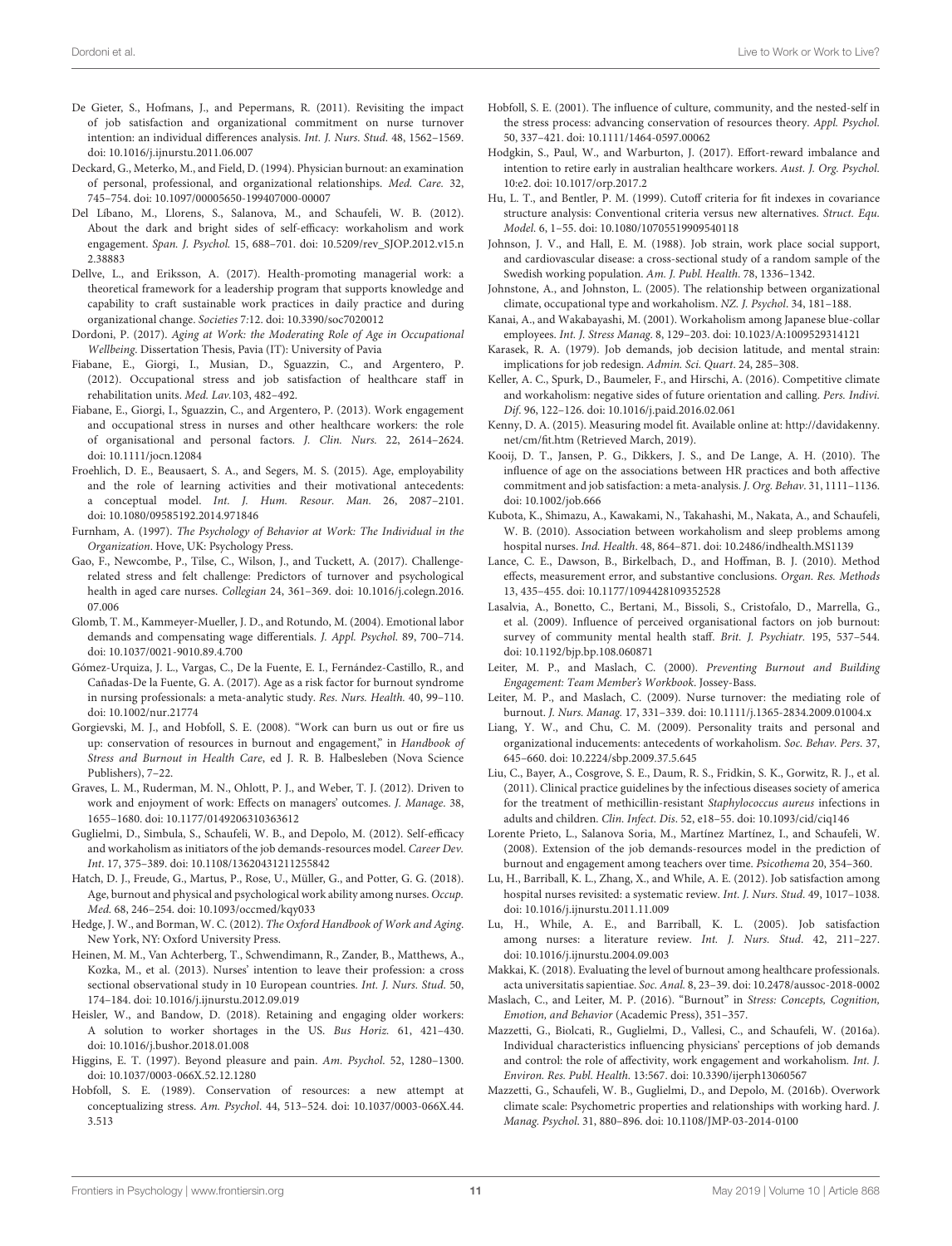De Gieter, S., Hofmans, J., and Pepermans, R. (2011). Revisiting the impact of job satisfaction and organizational commitment on nurse turnover intention: an individual differences analysis. *Int. J. Nurs. Stud.* 48, 1562–1569. doi: 10.1016/j.ijnurstu.2011.06.007

Deckard, G., Meterko, M., and Field, D. (1994). Physician burnout: an examination of personal, professional, and organizational relationships. *Med. Care.* 32, 745–754. doi: 10.1097/00005650-199407000-00007

Del Libano, M., Llorens, S., Salanova, M., and Schaufeli, W. B. (2012). About the dark and bright sides of self-efficacy: workaholism and work engagement. *Span. J. Psychol.* 15, 688–701. doi: 10.5209/rev_SJOP.2012.v15.n2.38883

Dellve, L., and Eriksson, A. (2017). Health-promoting managerial work: a theoretical framework for a leadership program that supports knowledge and capability to craft sustainable work practices in daily practice and during organizational change. *Societies* 7:12. doi: 10.3390/soc7020012

Dordoni, P. (2017). *Aging at Work: the Moderating Role of Age in Occupational Wellbeing*. Dissertation Thesis, Pavia (IT): University of Pavia

Fiabane, E., Giorgi, I., Musian, D., Sguazzin, C., and Argentero, P. (2012). Occupational stress and job satisfaction of healthcare staff in rehabilitation units. *Med. Lav.*103, 482–492.

Fiabane, E., Giorgi, I., Sguazzin, C., and Argentero, P. (2013). Work engagement and occupational stress in nurses and other healthcare workers: the role of organisational and personal factors. *J. Clin. Nurs.* 22, 2614–2624. doi: 10.1111/jocn.12084

Froehlich, D. E., Beausaert, S. A., and Segers, M. S. (2015). Age, employability and the role of learning activities and their motivational antecedents: a conceptual model. *Int. J. Hum. Resour. Man.* 26, 2087–2101. doi: 10.1080/09585192.2014.971846

Furnham, A. (1997). *The Psychology of Behavior at Work: The Individual in the Organization*. Hove, UK: Psychology Press.

Gao, F., Newcombe, P., Tilse, C., Wilson, J., and Tuckett, A. (2017). Challenge-related stress and felt challenge: Predictors of turnover and psychological health in aged care nurses. *Collegian* 24, 361–369. doi: 10.1016/j.colegn.2016.07.006

Glomb, T. M., Kammeyer-Mueller, J. D., and Rotundo, M. (2004). Emotional labor demands and compensating wage differentials. *J. Appl. Psychol.* 89, 700–714. doi: 10.1037/0021-9010.89.4.700

Gómez-Urquiza, J. L., Vargas, C., De la Fuente, E. I., Fernández-Castillo, R., and Cañadas-De la Fuente, G. A. (2017). Age as a risk factor for burnout syndrome in nursing professionals: a meta-analytic study. *Res. Nurs. Health.* 40, 99–110. doi: 10.1002/nur.21774

Gorgievski, M. J., and Hobfoll, S. E. (2008). "Work can burn us out or fire us up: conservation of resources in burnout and engagement," in *Handbook of Stress and Burnout in Health Care*, ed J. R. B. Halbesleben (Nova Science Publishers), 7–22.

Graves, L. M., Ruderman, M. N., Ohlott, P. J., and Weber, T. J. (2012). Driven to work and enjoyment of work: Effects on managers' outcomes. *J. Manage.* 38, 1655–1680. doi: 10.1177/0149206310363612

Guglielmi, D., Simbula, S., Schaufeli, W. B., and Depolo, M. (2012). Self-efficacy and workaholism as initiators of the job demands-resources model. *Career Dev. Int.* 17, 375–389. doi: 10.1108/13620431211255842

Hatch, D. J., Freude, G., Martus, P., Rose, U., Müller, G., and Potter, G. G. (2018). Age, burnout and physical and psychological work ability among nurses. *Occup. Med.* 68, 246–254. doi: 10.1093/occmed/kqy033

Hedge, J. W., and Borman, W. C. (2012). *The Oxford Handbook of Work and Aging*. New York, NY: Oxford University Press.

Heinen, M. M., Van Achterberg, T., Schwendimann, R., Zander, B., Matthews, A., Kozka, M., et al. (2013). Nurses' intention to leave their profession: a cross sectional observational study in 10 European countries. *Int. J. Nurs. Stud.* 50, 174–184. doi: 10.1016/j.ijnurstu.2012.09.019

Heisler, W., and Bandow, D. (2018). Retaining and engaging older workers: A solution to worker shortages in the US. *Bus Horiz.* 61, 421–430. doi: 10.1016/j.bushor.2018.01.008

Higgins, E. T. (1997). Beyond pleasure and pain. *Am. Psychol.* 52, 1280–1300. doi: 10.1037/0003-066X.52.12.1280

Hobfoll, S. E. (1989). Conservation of resources: a new attempt at conceptualizing stress. *Am. Psychol.* 44, 513–524. doi: 10.1037/0003-066X.44.3.513

Hobfoll, S. E. (2001). The influence of culture, community, and the nested-self in the stress process: advancing conservation of resources theory. *Appl. Psychol.* 50, 337–421. doi: 10.1111/1464-0597.00062

Hodgkin, S., Paul, W., and Warburton, J. (2017). Effort-reward imbalance and intention to retire early in australian healthcare workers. *Aust. J. Org. Psychol.* 10:e2. doi: 10.1017/orp.2017.2

Hu, L. T., and Bentler, P. M. (1999). Cutoff criteria for fit indexes in covariance structure analysis: Conventional criteria versus new alternatives. *Struct. Equ. Model.* 6, 1–55. doi: 10.1080/10705519909540118

Johnson, J. V., and Hall, E. M. (1988). Job strain, work place social support, and cardiovascular disease: a cross-sectional study of a random sample of the Swedish working population. *Am. J. Publ. Health.* 78, 1336–1342.

Johnstone, A., and Johnston, L. (2005). The relationship between organizational climate, occupational type and workaholism. *NZ. J. Psychol.* 34, 181–188.

Kanai, A., and Wakabayashi, M. (2001). Workaholism among Japanese blue-collar employees. *Int. J. Stress Manag.* 8, 129–203. doi: 10.1023/A:1009529314121

Karasek, R. A. (1979). Job demands, job decision latitude, and mental strain: implications for job redesign. *Admin. Sci. Quart.* 24, 285–308.

Keller, A. C., Spurk, D., Baumeler, F., and Hirschi, A. (2016). Competitive climate and workaholism: negative sides of future orientation and calling. *Pers. Indivi. Dif.* 96, 122–126. doi: 10.1016/j.paid.2016.02.061

Kenny, D. A. (2015). Measuring model fit. Available online at: http://davidakenny.net/cm/fit.htm (Retrieved March, 2019).

Kooij, D. T., Jansen, P. G., Dikkers, J. S., and De Lange, A. H. (2010). The influence of age on the associations between HR practices and both affective commitment and job satisfaction: a meta-analysis. *J. Org. Behav.* 31, 1111–1136. doi: 10.1002/job.666

Kubota, K., Shimazu, A., Kawakami, N., Takahashi, M., Nakata, A., and Schaufeli, W. B. (2010). Association between workaholism and sleep problems among hospital nurses. *Ind. Health.* 48, 864–871. doi: 10.2486/indhealth.MS1139

Lance, C. E., Dawson, B., Birkelbach, D., and Hoffman, B. J. (2010). Method effects, measurement error, and substantive conclusions. *Organ. Res. Methods* 13, 435–455. doi: 10.1177/1094428109352528

Lasalvia, A., Bonetto, C., Bertani, M., Bissoli, S., Cristofalo, D., Marrella, G., et al. (2009). Influence of perceived organisational factors on job burnout: survey of community mental health staff. *Brit. J. Psychiatr.* 195, 537–544. doi: 10.1192/bjp.bp.108.060871

Leiter, M. P., and Maslach, C. (2000). *Preventing Burnout and Building Engagement: Team Member's Workbook*. Jossey-Bass.

Leiter, M. P., and Maslach, C. (2009). Nurse turnover: the mediating role of burnout. *J. Nurs. Manag.* 17, 331–339. doi: 10.1111/j.1365-2834.2009.01004.x

Liang, Y. W., and Chu, C. M. (2009). Personality traits and personal and organizational inducements: antecedents of workaholism. *Soc. Behav. Pers.* 37, 645–660. doi: 10.2224/sbp.2009.37.5.645

Liu, C., Bayer, A., Cosgrove, S. E., Daum, R. S., Fridkin, S. K., Gorwitz, R. J., et al. (2011). Clinical practice guidelines by the infectious diseases society of america for the treatment of methicillin-resistant *Staphylococcus aureus* infections in adults and children. *Clin. Infect. Dis.* 52, e18–55. doi: 10.1093/cid/ciq146

Lorente Prieto, L., Salanova Soria, M., Martínez Martínez, I., and Schaufeli, W. (2008). Extension of the job demands-resources model in the prediction of burnout and engagement among teachers over time. *Psicothema* 20, 354–360.

Lu, H., Barriball, K. L., Zhang, X., and While, A. E. (2012). Job satisfaction among hospital nurses revisited: a systematic review. *Int. J. Nurs. Stud.* 49, 1017–1038. doi: 10.1016/j.ijnurstu.2011.11.009

Lu, H., While, A. E., and Barriball, K. L. (2005). Job satisfaction among nurses: a literature review. *Int. J. Nurs. Stud.* 42, 211–227. doi: 10.1016/j.ijnurstu.2004.09.003

Makkai, K. (2018). Evaluating the level of burnout among healthcare professionals. acta universitatis sapientiae. *Soc. Anal.* 8, 23–39. doi: 10.2478/aussoc-2018-0002

Maslach, C., and Leiter, M. P. (2016). "Burnout" in *Stress: Concepts, Cognition, Emotion, and Behavior* (Academic Press), 351–357.

Mazzetti, G., Biolcati, R., Guglielmi, D., Vallesi, C., and Schaufeli, W. (2016a). Individual characteristics influencing physicians' perceptions of job demands and control: the role of affectivity, work engagement and workaholism. *Int. J. Environ. Res. Publ. Health.* 13:567. doi: 10.3390/ijerph13060567

Mazzetti, G., Schaufeli, W. B., Guglielmi, D., and Depolo, M. (2016b). Overwork climate scale: Psychometric properties and relationships with working hard. *J. Manag. Psychol.* 31, 880–896. doi: 10.1108/JMP-03-2014-0100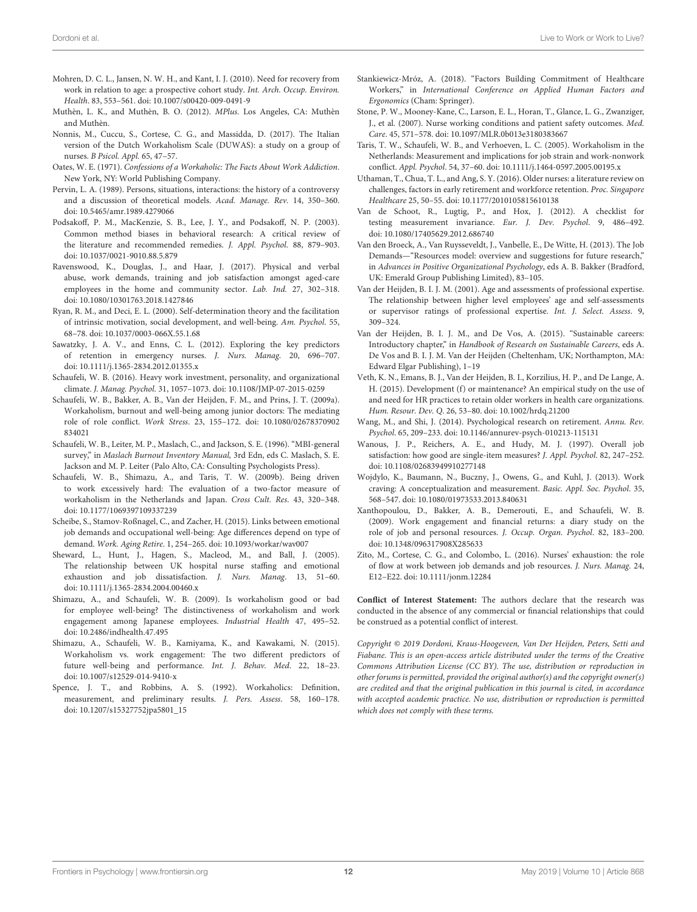Mohren, D. C. L., Jansen, N. W. H., and Kant, I. J. (2010). Need for recovery from work in relation to age: a prospective cohort study. *Int. Arch. Occup. Environ. Health*. 83, 553–561. doi: 10.1007/s00420-009-0491-9

Muthèn, L. K., and Muthèn, B. O. (2012). *MPlus.* Los Angeles, CA: Muthèn and Muthèn.

Nonnis, M., Cuccu, S., Cortese, C. G., and Massidda, D. (2017). The Italian version of the Dutch Workaholism Scale (DUWAS): a study on a group of nurses. *B Psicol. Appl.* 65, 47–57.

Oates, W. E. (1971). *Confessions of a Workaholic: The Facts About Work Addiction*. New York, NY: World Publishing Company.

Pervin, L. A. (1989). Persons, situations, interactions: the history of a controversy and a discussion of theoretical models. *Acad. Manage. Rev.* 14, 350–360. doi: 10.5465/amr.1989.4279066

Podsakoff, P. M., MacKenzie, S. B., Lee, J. Y., and Podsakoff, N. P. (2003). Common method biases in behavioral research: A critical review of the literature and recommended remedies. *J. Appl. Psychol.* 88, 879–903. doi: 10.1037/0021-9010.88.5.879

Ravenswood, K., Douglas, J., and Haar, J. (2017). Physical and verbal abuse, work demands, training and job satisfaction amongst aged-care employees in the home and community sector. *Lab. Ind.* 27, 302–318. doi: 10.1080/10301763.2018.1427846

Ryan, R. M., and Deci, E. L. (2000). Self-determination theory and the facilitation of intrinsic motivation, social development, and well-being. *Am. Psychol.* 55, 68–78. doi: 10.1037/0003-066X.55.1.68

Sawatzky, J. A. V., and Enns, C. L. (2012). Exploring the key predictors of retention in emergency nurses. *J. Nurs. Manag.* 20, 696–707. doi: 10.1111/j.1365-2834.2012.01355.x

Schaufeli, W. B. (2016). Heavy work investment, personality, and organizational climate. *J. Manag. Psychol.* 31, 1057–1073. doi: 10.1108/JMP-07-2015-0259

Schaufeli, W. B., Bakker, A. B., Van der Heijden, F. M., and Prins, J. T. (2009a). Workaholism, burnout and well-being among junior doctors: The mediating role of role conflict. *Work Stress.* 23, 155–172. doi: 10.1080/02678370902834021

Schaufeli, W. B., Leiter, M. P., Maslach, C., and Jackson, S. E. (1996). "MBI-general survey," in *Maslach Burnout Inventory Manual*, 3rd Edn, eds C. Maslach, S. E. Jackson and M. P. Leiter (Palo Alto, CA: Consulting Psychologists Press).

Schaufeli, W. B., Shimazu, A., and Taris, T. W. (2009b). Being driven to work excessively hard: The evaluation of a two-factor measure of workaholism in the Netherlands and Japan. *Cross Cult. Res.* 43, 320–348. doi: 10.1177/1069397109337239

Scheibe, S., Stamov-Roßnagel, C., and Zacher, H. (2015). Links between emotional job demands and occupational well-being: Age differences depend on type of demand. *Work. Aging Retire.* 1, 254–265. doi: 10.1093/workar/wav007

Sheward, L., Hunt, J., Hagen, S., Macleod, M., and Ball, J. (2005). The relationship between UK hospital nurse staffing and emotional exhaustion and job dissatisfaction. *J. Nurs. Manag.* 13, 51–60. doi: 10.1111/j.1365-2834.2004.00460.x

Shimazu, A., and Schaufeli, W. B. (2009). Is workaholism good or bad for employee well-being? The distinctiveness of workaholism and work engagement among Japanese employees. *Industrial Health* 47, 495–52. doi: 10.2486/indhealth.47.495

Shimazu, A., Schaufeli, W. B., Kamiyama, K., and Kawakami, N. (2015). Workaholism vs. work engagement: The two different predictors of future well-being and performance. *Int. J. Behav. Med.* 22, 18–23. doi: 10.1007/s12529-014-9410-x

Spence, J. T., and Robbins, A. S. (1992). Workaholics: Definition, measurement, and preliminary results. *J. Pers. Assess.* 58, 160–178. doi: 10.1207/s15327752jpa5801_15

Stankiewicz-Mróz, A. (2018). "Factors Building Commitment of Healthcare Workers," in *International Conference on Applied Human Factors and Ergonomics* (Cham: Springer).

Stone, P. W., Mooney-Kane, C., Larson, E. L., Horan, T., Glance, L. G., Zwanziger, J., et al. (2007). Nurse working conditions and patient safety outcomes. *Med. Care*. 45, 571–578. doi: 10.1097/MLR.0b013e3180383667

Taris, T. W., Schaufeli, W. B., and Verhoeven, L. C. (2005). Workaholism in the Netherlands: Measurement and implications for job strain and work-nonwork conflict. *Appl. Psychol.* 54, 37–60. doi: 10.1111/j.1464-0597.2005.00195.x

Uthaman, T., Chua, T. L., and Ang, S. Y. (2016). Older nurses: a literature review on challenges, factors in early retirement and workforce retention. *Proc. Singapore Healthcare* 25, 50–55. doi: 10.1177/2010105815610138

Van de Schoot, R., Lugtig, P., and Hox, J. (2012). A checklist for testing measurement invariance. *Eur. J. Dev. Psychol.* 9, 486–492. doi: 10.1080/17405629.2012.686740

Van den Broeck, A., Van Ruysseveldt, J., Vanbelle, E., De Witte, H. (2013). The Job Demands—"Resources model: overview and suggestions for future research," in *Advances in Positive Organizational Psychology*, eds A. B. Bakker (Bradford, UK: Emerald Group Publishing Limited), 83–105.

Van der Heijden, B. I. J. M. (2001). Age and assessments of professional expertise. The relationship between higher level employees' age and self-assessments or supervisor ratings of professional expertise. *Int. J. Select. Assess.* 9, 309–324.

Van der Heijden, B. I. J. M., and De Vos, A. (2015). "Sustainable careers: Introductory chapter," in *Handbook of Research on Sustainable Careers*, eds A. De Vos and B. I. J. M. Van der Heijden (Cheltenham, UK; Northampton, MA: Edward Elgar Publishing), 1–19

Veth, K. N., Emans, B. J., Van der Heijden, B. I., Korzilius, H. P., and De Lange, A. H. (2015). Development (f) or maintenance? An empirical study on the use of and need for HR practices to retain older workers in health care organizations. *Hum. Resour. Dev. Q.* 26, 53–80. doi: 10.1002/hrdq.21200

Wang, M., and Shi, J. (2014). Psychological research on retirement. *Annu. Rev. Psychol.* 65, 209–233. doi: 10.1146/annurev-psych-010213-115131

Wanous, J. P., Reichers, A. E., and Hudy, M. J. (1997). Overall job satisfaction: how good are single-item measures? *J. Appl. Psychol.* 82, 247–252. doi: 10.1108/02683949910277148

Wojdylo, K., Baumann, N., Buczny, J., Owens, G., and Kuhl, J. (2013). Work craving: A conceptualization and measurement. *Basic. Appl. Soc. Psychol.* 35, 568–547. doi: 10.1080/01973533.2013.840631

Xanthopoulou, D., Bakker, A. B., Demerouti, E., and Schaufeli, W. B. (2009). Work engagement and financial returns: a diary study on the role of job and personal resources. *J. Occup. Organ. Psychol.* 82, 183–200. doi: 10.1348/096317908X285633

Zito, M., Cortese, C. G., and Colombo, L. (2016). Nurses' exhaustion: the role of flow at work between job demands and job resources. *J. Nurs. Manag.* 24, E12–E22. doi: 10.1111/jonm.12284

**Conflict of Interest Statement:** The authors declare that the research was conducted in the absence of any commercial or financial relationships that could be construed as a potential conflict of interest.

*Copyright © 2019 Dordoni, Kraus-Hoogeveen, Van Der Heijden, Peters, Setti and Fiabane. This is an open-access article distributed under the terms of the Creative Commons Attribution License (CC BY). The use, distribution or reproduction in other forums is permitted, provided the original author(s) and the copyright owner(s) are credited and that the original publication in this journal is cited, in accordance with accepted academic practice. No use, distribution or reproduction is permitted which does not comply with these terms.*